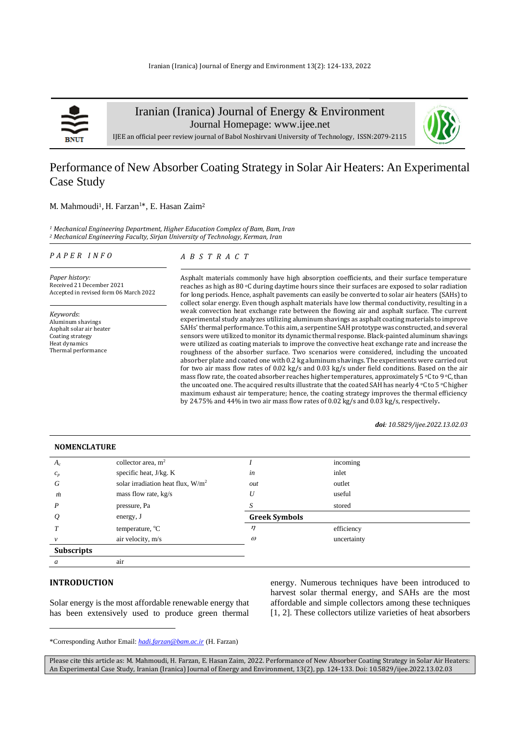Iranian (Iranica) Journal of Energy & Environment

Journal Homepage: www.ijee.net

IJEE an official peer review journal of Babol Noshirvani University of Technology, ISSN:2079-2115

# Performance of New Absorber Coating Strategy in Solar Air Heaters: An Experimental Case Study

M. Mahmoudi[1], H. Farzan[1]*, E. Hasan Zaim[2]

*[1] Mechanical Engineering Department, Higher Education Complex of Bam, Bam, Iran*
*[2] Mechanical Engineering Faculty, Sirjan University of Technology, Kerman, Iran*

*PAPER INFO*

*Paper history:*
Received 21 December 2021
Accepted in revised form 06 March 2022

*Keywords*:
Aluminum shavings
Asphalt solar air heater
Coating strategy
Heat dynamics
Thermal performance

*ABSTRACT*

Asphalt materials commonly have high absorption coefficients, and their surface temperature reaches as high as 80 °C during daytime hours since their surfaces are exposed to solar radiation for long periods. Hence, asphalt pavements can easily be converted to solar air heaters (SAHs) to collect solar energy. Even though asphalt materials have low thermal conductivity, resulting in a weak convection heat exchange rate between the flowing air and asphalt surface. The current experimental study analyzes utilizing aluminum shavings as asphalt coating materials to improve SAHs' thermal performance. To this aim, a serpentine SAH prototype was constructed, and several sensors were utilized to monitor its dynamic thermal response. Black-painted aluminum shavings were utilized as coating materials to improve the convective heat exchange rate and increase the roughness of the absorber surface. Two scenarios were considered, including the uncoated absorber plate and coated one with 0.2 kg aluminum shavings. The experiments were carried out for two air mass flow rates of 0.02 kg/s and 0.03 kg/s under field conditions. Based on the air mass flow rate, the coated absorber reaches higher temperatures, approximately 5 °C to 9 °C, than the uncoated one. The acquired results illustrate that the coated SAH has nearly 4 °C to 5 °C higher maximum exhaust air temperature; hence, the coating strategy improves the thermal efficiency by 24.75% and 44% in two air mass flow rates of 0.02 kg/s and 0.03 kg/s, respectively.

***doi**: 10.5829/ijee.2022.13.02.03*

## NOMENCLATURE

| | | | |
|---|---|---|---|
| $A_c$ | collector area, m$^2$ | $I$ | incoming |
| $c_p$ | specific heat, J/kg. K | *in* | inlet |
| $G$ | solar irradiation heat flux, W/m$^2$ | *out* | outlet |
| $\dot{m}$ | mass flow rate, kg/s | $U$ | useful |
| $P$ | pressure, Pa | $S$ | stored |
| $Q$ | energy, J | **Greek Symbols** | |
| $T$ | temperature, °C | $\eta$ | efficiency |
| $v$ | air velocity, m/s | $\omega$ | uncertainty |
| **Subscripts** | | | |
| $a$ | air | | |

## INTRODUCTION

Solar energy is the most affordable renewable energy that has been extensively used to produce green thermal energy. Numerous techniques have been introduced to harvest solar thermal energy, and SAHs are the most affordable and simple collectors among these techniques [1, 2]. These collectors utilize varieties of heat absorbers

*Corresponding Author Email: *hadi.farzan@bam.ac.ir* (H. Farzan)

Please cite this article as: M. Mahmoudi, H. Farzan, E. Hasan Zaim, 2022. Performance of New Absorber Coating Strategy in Solar Air Heaters: An Experimental Case Study, Iranian (Iranica) Journal of Energy and Environment, 13(2), pp. 124-133. Doi: 10.5829/ijee.2022.13.02.03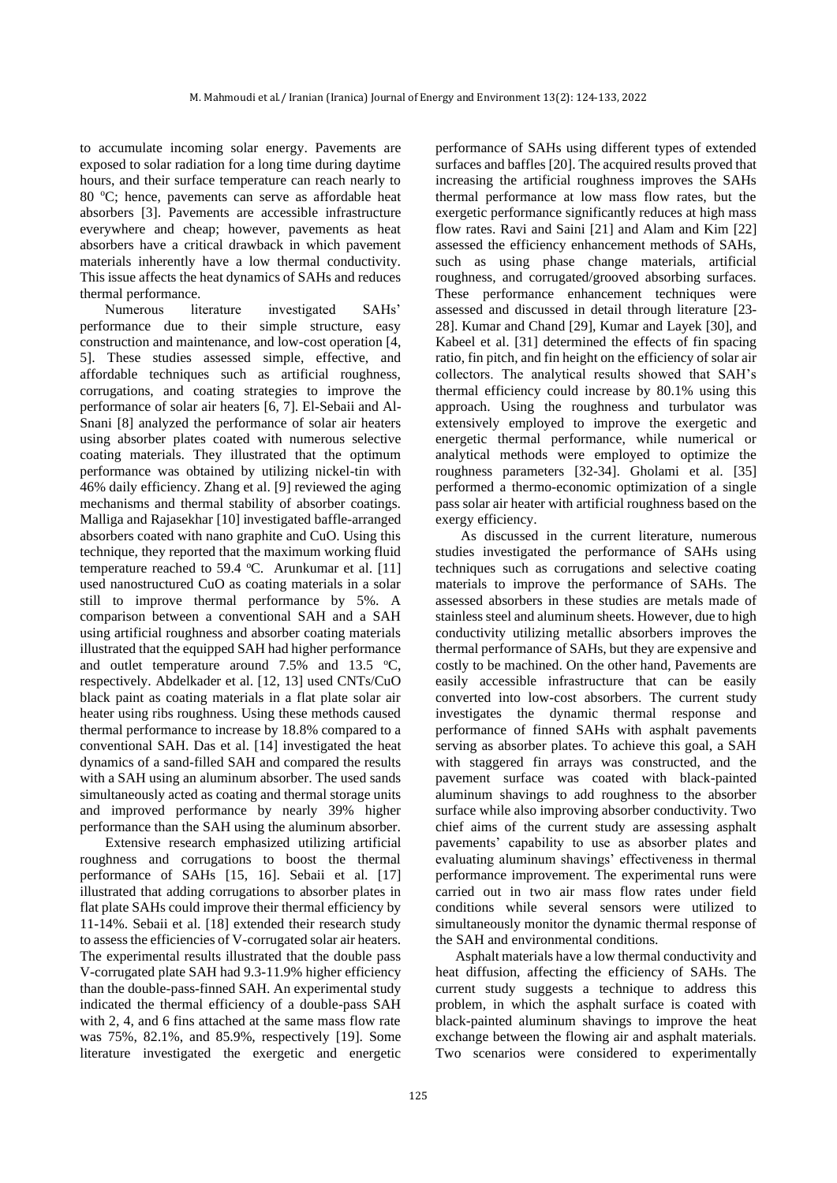to accumulate incoming solar energy. Pavements are exposed to solar radiation for a long time during daytime hours, and their surface temperature can reach nearly to 80 $^{o}$C; hence, pavements can serve as affordable heat absorbers [3]. Pavements are accessible infrastructure everywhere and cheap; however, pavements as heat absorbers have a critical drawback in which pavement materials inherently have a low thermal conductivity. This issue affects the heat dynamics of SAHs and reduces thermal performance.

Numerous literature investigated SAHs' performance due to their simple structure, easy construction and maintenance, and low-cost operation [4, 5]. These studies assessed simple, effective, and affordable techniques such as artificial roughness, corrugations, and coating strategies to improve the performance of solar air heaters [6, 7]. El-Sebaii and Al-Snani [8] analyzed the performance of solar air heaters using absorber plates coated with numerous selective coating materials. They illustrated that the optimum performance was obtained by utilizing nickel-tin with 46% daily efficiency. Zhang et al. [9] reviewed the aging mechanisms and thermal stability of absorber coatings. Malliga and Rajasekhar [10] investigated baffle-arranged absorbers coated with nano graphite and CuO. Using this technique, they reported that the maximum working fluid temperature reached to 59.4 $^{o}$C. Arunkumar et al. [11] used nanostructured CuO as coating materials in a solar still to improve thermal performance by 5%. A comparison between a conventional SAH and a SAH using artificial roughness and absorber coating materials illustrated that the equipped SAH had higher performance and outlet temperature around 7.5% and 13.5 $^{o}$C, respectively. Abdelkader et al. [12, 13] used CNTs/CuO black paint as coating materials in a flat plate solar air heater using ribs roughness. Using these methods caused thermal performance to increase by 18.8% compared to a conventional SAH. Das et al. [14] investigated the heat dynamics of a sand-filled SAH and compared the results with a SAH using an aluminum absorber. The used sands simultaneously acted as coating and thermal storage units and improved performance by nearly 39% higher performance than the SAH using the aluminum absorber.

Extensive research emphasized utilizing artificial roughness and corrugations to boost the thermal performance of SAHs [15, 16]. Sebaii et al. [17] illustrated that adding corrugations to absorber plates in flat plate SAHs could improve their thermal efficiency by 11-14%. Sebaii et al. [18] extended their research study to assess the efficiencies of V-corrugated solar air heaters. The experimental results illustrated that the double pass V-corrugated plate SAH had 9.3-11.9% higher efficiency than the double-pass-finned SAH. An experimental study indicated the thermal efficiency of a double-pass SAH with 2, 4, and 6 fins attached at the same mass flow rate was 75%, 82.1%, and 85.9%, respectively [19]. Some literature investigated the exergetic and energetic performance of SAHs using different types of extended surfaces and baffles [20]. The acquired results proved that increasing the artificial roughness improves the SAHs thermal performance at low mass flow rates, but the exergetic performance significantly reduces at high mass flow rates. Ravi and Saini [21] and Alam and Kim [22] assessed the efficiency enhancement methods of SAHs, such as using phase change materials, artificial roughness, and corrugated/grooved absorbing surfaces. These performance enhancement techniques were assessed and discussed in detail through literature [23-28]. Kumar and Chand [29], Kumar and Layek [30], and Kabeel et al. [31] determined the effects of fin spacing ratio, fin pitch, and fin height on the efficiency of solar air collectors. The analytical results showed that SAH's thermal efficiency could increase by 80.1% using this approach. Using the roughness and turbulator was extensively employed to improve the exergetic and energetic thermal performance, while numerical or analytical methods were employed to optimize the roughness parameters [32-34]. Gholami et al. [35] performed a thermo-economic optimization of a single pass solar air heater with artificial roughness based on the exergy efficiency.

As discussed in the current literature, numerous studies investigated the performance of SAHs using techniques such as corrugations and selective coating materials to improve the performance of SAHs. The assessed absorbers in these studies are metals made of stainless steel and aluminum sheets. However, due to high conductivity utilizing metallic absorbers improves the thermal performance of SAHs, but they are expensive and costly to be machined. On the other hand, Pavements are easily accessible infrastructure that can be easily converted into low-cost absorbers. The current study investigates the dynamic thermal response and performance of finned SAHs with asphalt pavements serving as absorber plates. To achieve this goal, a SAH with staggered fin arrays was constructed, and the pavement surface was coated with black-painted aluminum shavings to add roughness to the absorber surface while also improving absorber conductivity. Two chief aims of the current study are assessing asphalt pavements' capability to use as absorber plates and evaluating aluminum shavings' effectiveness in thermal performance improvement. The experimental runs were carried out in two air mass flow rates under field conditions while several sensors were utilized to simultaneously monitor the dynamic thermal response of the SAH and environmental conditions.

Asphalt materials have a low thermal conductivity and heat diffusion, affecting the efficiency of SAHs. The current study suggests a technique to address this problem, in which the asphalt surface is coated with black-painted aluminum shavings to improve the heat exchange between the flowing air and asphalt materials. Two scenarios were considered to experimentally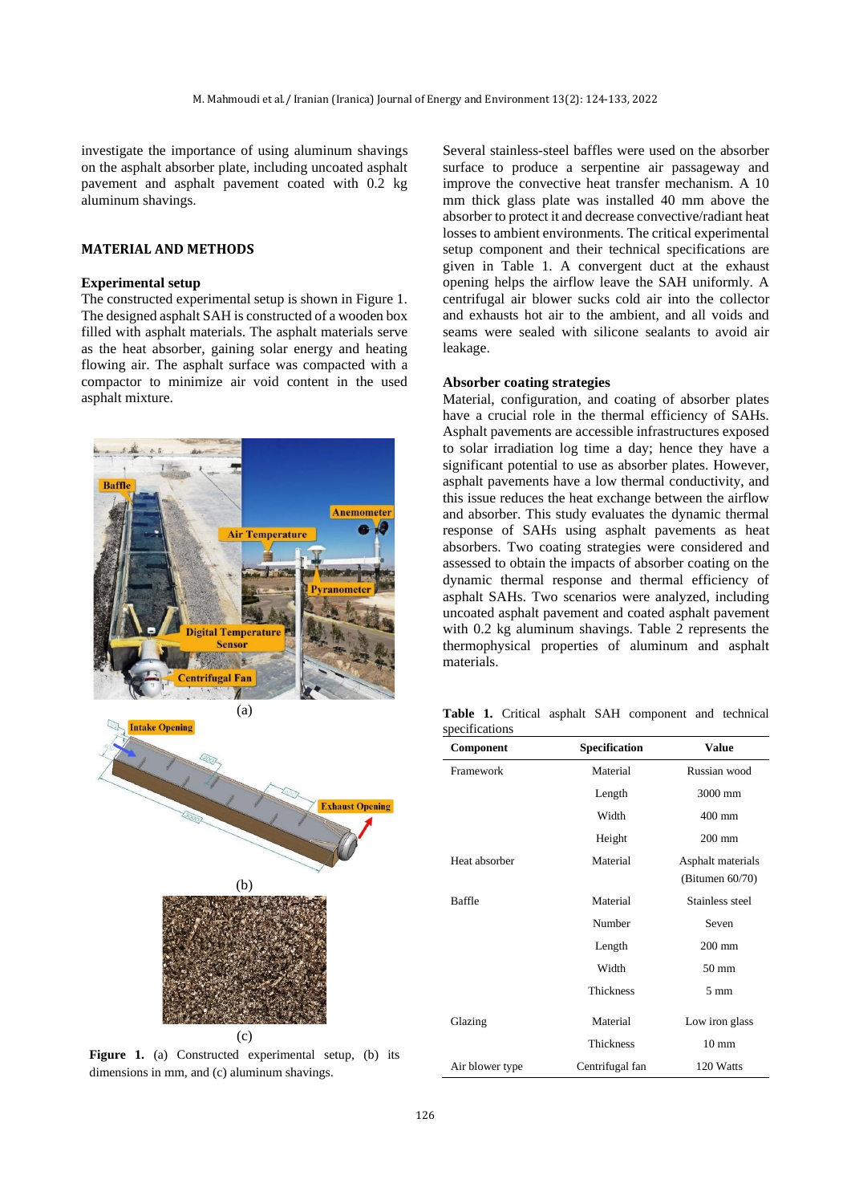investigate the importance of using aluminum shavings on the asphalt absorber plate, including uncoated asphalt pavement and asphalt pavement coated with 0.2 kg aluminum shavings.

## MATERIAL AND METHODS

### Experimental setup

The constructed experimental setup is shown in Figure 1. The designed asphalt SAH is constructed of a wooden box filled with asphalt materials. The asphalt materials serve as the heat absorber, gaining solar energy and heating flowing air. The asphalt surface was compacted with a compactor to minimize air void content in the used asphalt mixture.

Figure 1. (a) Constructed experimental setup, (b) its dimensions in mm, and (c) aluminum shavings.

Several stainless-steel baffles were used on the absorber surface to produce a serpentine air passageway and improve the convective heat transfer mechanism. A 10 mm thick glass plate was installed 40 mm above the absorber to protect it and decrease convective/radiant heat losses to ambient environments. The critical experimental setup component and their technical specifications are given in Table 1. A convergent duct at the exhaust opening helps the airflow leave the SAH uniformly. A centrifugal air blower sucks cold air into the collector and exhausts hot air to the ambient, and all voids and seams were sealed with silicone sealants to avoid air leakage.

### Absorber coating strategies

Material, configuration, and coating of absorber plates have a crucial role in the thermal efficiency of SAHs. Asphalt pavements are accessible infrastructures exposed to solar irradiation log time a day; hence they have a significant potential to use as absorber plates. However, asphalt pavements have a low thermal conductivity, and this issue reduces the heat exchange between the airflow and absorber. This study evaluates the dynamic thermal response of SAHs using asphalt pavements as heat absorbers. Two coating strategies were considered and assessed to obtain the impacts of absorber coating on the dynamic thermal response and thermal efficiency of asphalt SAHs. Two scenarios were analyzed, including uncoated asphalt pavement and coated asphalt pavement with 0.2 kg aluminum shavings. Table 2 represents the thermophysical properties of aluminum and asphalt materials.

**Table 1.** Critical asphalt SAH component and technical specifications

| Component | Specification | Value |
|---|---|---|
| Framework | Material | Russian wood |
| | Length | 3000 mm |
| | Width | 400 mm |
| | Height | 200 mm |
| Heat absorber | Material | Asphalt materials (Bitumen 60/70) |
| Baffle | Material | Stainless steel |
| | Number | Seven |
| | Length | 200 mm |
| | Width | 50 mm |
| | Thickness | 5 mm |
| Glazing | Material | Low iron glass |
| | Thickness | 10 mm |
| Air blower type | Centrifugal fan | 120 Watts |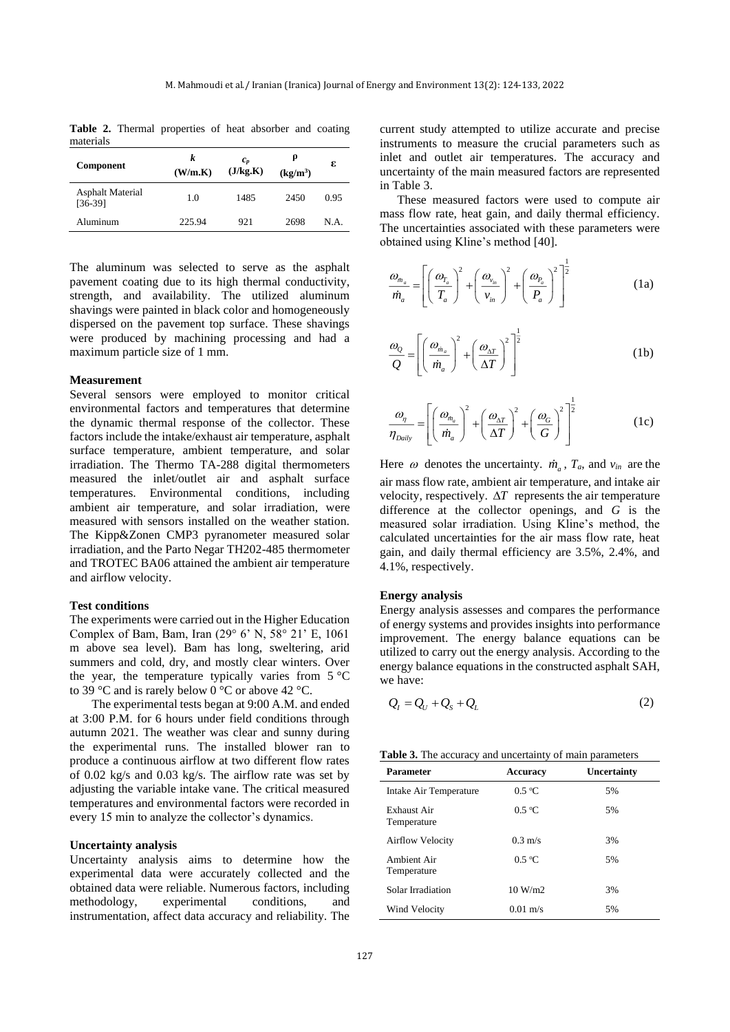**Table 2.** Thermal properties of heat absorber and coating materials

| Component | *k* (W/m.K) | $c_p$ (J/kg.K) | ρ (kg/m³) | ε |
|---|---|---|---|---|
| Asphalt Material [36-39] | 1.0 | 1485 | 2450 | 0.95 |
| Aluminum | 225.94 | 921 | 2698 | N.A. |

The aluminum was selected to serve as the asphalt pavement coating due to its high thermal conductivity, strength, and availability. The utilized aluminum shavings were painted in black color and homogeneously dispersed on the pavement top surface. These shavings were produced by machining processing and had a maximum particle size of 1 mm.

### Measurement

Several sensors were employed to monitor critical environmental factors and temperatures that determine the dynamic thermal response of the collector. These factors include the intake/exhaust air temperature, asphalt surface temperature, ambient temperature, and solar irradiation. The Thermo TA-288 digital thermometers measured the inlet/outlet air and asphalt surface temperatures. Environmental conditions, including ambient air temperature, and solar irradiation, were measured with sensors installed on the weather station. The Kipp&Zonen CMP3 pyranometer measured solar irradiation, and the Parto Negar TH202-485 thermometer and TROTEC BA06 attained the ambient air temperature and airflow velocity.

### Test conditions

The experiments were carried out in the Higher Education Complex of Bam, Bam, Iran (29° 6' N, 58° 21' E, 1061 m above sea level). Bam has long, sweltering, arid summers and cold, dry, and mostly clear winters. Over the year, the temperature typically varies from 5 °C to 39 °C and is rarely below 0 °C or above 42 °C.

The experimental tests began at 9:00 A.M. and ended at 3:00 P.M. for 6 hours under field conditions through autumn 2021. The weather was clear and sunny during the experimental runs. The installed blower ran to produce a continuous airflow at two different flow rates of 0.02 kg/s and 0.03 kg/s. The airflow rate was set by adjusting the variable intake vane. The critical measured temperatures and environmental factors were recorded in every 15 min to analyze the collector's dynamics.

### Uncertainty analysis

Uncertainty analysis aims to determine how the experimental data were accurately collected and the obtained data were reliable. Numerous factors, including methodology, experimental conditions, and instrumentation, affect data accuracy and reliability. The current study attempted to utilize accurate and precise instruments to measure the crucial parameters such as inlet and outlet air temperatures. The accuracy and uncertainty of the main measured factors are represented in Table 3.

These measured factors were used to compute air mass flow rate, heat gain, and daily thermal efficiency. The uncertainties associated with these parameters were obtained using Kline's method [40].

$$\frac{\omega_{\dot{m}_a}}{\dot{m}_a} = \left[ \left( \frac{\omega_{T_a}}{T_a} \right)^2 + \left( \frac{\omega_{v_{in}}}{v_{in}} \right)^2 + \left( \frac{\omega_{P_a}}{P_a} \right)^2 \right]^{\frac{1}{2}} \tag{1a}$$

$$\frac{\omega_{Q}}{Q} = \left[ \left( \frac{\omega_{\dot{m}_a}}{\dot{m}_a} \right)^2 + \left( \frac{\omega_{\Delta T}}{\Delta T} \right)^2 \right]^{\frac{1}{2}} \tag{1b}$$

$$\frac{\omega_{\eta}}{\eta_{Daily}} = \left[ \left( \frac{\omega_{\dot{m}_a}}{\dot{m}_a} \right)^2 + \left( \frac{\omega_{\Delta T}}{\Delta T} \right)^2 + \left( \frac{\omega_{G}}{G} \right)^2 \right]^{\frac{1}{2}} \tag{1c}$$

Here $\omega$ denotes the uncertainty. $\dot{m}_a$, $T_a$, and $v_{in}$ are the air mass flow rate, ambient air temperature, and intake air velocity, respectively. $\Delta T$ represents the air temperature difference at the collector openings, and $G$ is the measured solar irradiation. Using Kline's method, the calculated uncertainties for the air mass flow rate, heat gain, and daily thermal efficiency are 3.5%, 2.4%, and 4.1%, respectively.

### Energy analysis

Energy analysis assesses and compares the performance of energy systems and provides insights into performance improvement. The energy balance equations can be utilized to carry out the energy analysis. According to the energy balance equations in the constructed asphalt SAH, we have:

$$Q_I = Q_U + Q_S + Q_L \tag{2}$$

**Table 3.** The accuracy and uncertainty of main parameters

| Parameter | Accuracy | Uncertainty |
|---|---|---|
| Intake Air Temperature | 0.5 ºC | 5% |
| Exhaust Air Temperature | 0.5 ºC | 5% |
| Airflow Velocity | 0.3 m/s | 3% |
| Ambient Air Temperature | 0.5 ºC | 5% |
| Solar Irradiation | 10 W/m2 | 3% |
| Wind Velocity | 0.01 m/s | 5% |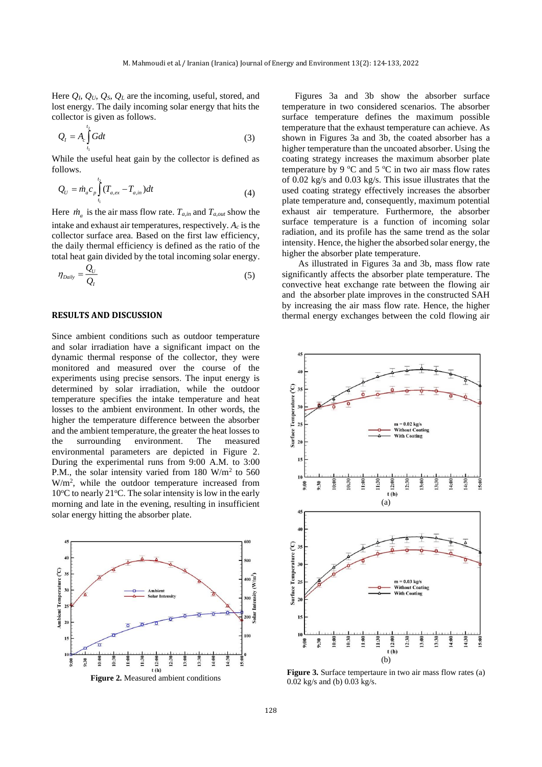Here $Q_I$, $Q_U$, $Q_S$, $Q_L$ are the incoming, useful, stored, and lost energy. The daily incoming solar energy that hits the collector is given as follows.

$$Q_I = A_c \int_{t_1}^{t_2} G dt \tag{3}$$

While the useful heat gain by the collector is defined as follows.

$$Q_U = \dot{m}_a c_p \int_{t_1}^{t_2} (T_{a,ex} - T_{a,in}) dt \tag{4}$$

Here $\dot{m}_a$ is the air mass flow rate. $T_{a,in}$ and $T_{a,out}$ show the intake and exhaust air temperatures, respectively. $A_c$ is the collector surface area. Based on the first law efficiency, the daily thermal efficiency is defined as the ratio of the total heat gain divided by the total incoming solar energy.

$$\eta_{Daily} = \frac{Q_U}{Q_I} \tag{5}$$

## RESULTS AND DISCUSSION

Since ambient conditions such as outdoor temperature and solar irradiation have a significant impact on the dynamic thermal response of the collector, they were monitored and measured over the course of the experiments using precise sensors. The input energy is determined by solar irradiation, while the outdoor temperature specifies the intake temperature and heat losses to the ambient environment. In other words, the higher the temperature difference between the absorber and the ambient temperature, the greater the heat losses to the surrounding environment. The measured environmental parameters are depicted in Figure 2. During the experimental runs from 9:00 A.M. to 3:00 P.M., the solar intensity varied from 180 W/m$^2$ to 560 W/m$^2$, while the outdoor temperature increased from 10$^o$C to nearly 21$^o$C. The solar intensity is low in the early morning and late in the evening, resulting in insufficient solar energy hitting the absorber plate.

**Figure 2.** Measured ambient conditions

Figures 3a and 3b show the absorber surface temperature in two considered scenarios. The absorber surface temperature defines the maximum possible temperature that the exhaust temperature can achieve. As shown in Figures 3a and 3b, the coated absorber has a higher temperature than the uncoated absorber. Using the coating strategy increases the maximum absorber plate temperature by 9 $^o$C and 5 $^o$C in two air mass flow rates of 0.02 kg/s and 0.03 kg/s. This issue illustrates that the used coating strategy effectively increases the absorber plate temperature and, consequently, maximum potential exhaust air temperature. Furthermore, the absorber surface temperature is a function of incoming solar radiation, and its profile has the same trend as the solar intensity. Hence, the higher the absorbed solar energy, the higher the absorber plate temperature.

As illustrated in Figures 3a and 3b, mass flow rate significantly affects the absorber plate temperature. The convective heat exchange rate between the flowing air and the absorber plate improves in the constructed SAH by increasing the air mass flow rate. Hence, the higher thermal energy exchanges between the cold flowing air

**Figure 3.** Surface tempertaure in two air mass flow rates (a) 0.02 kg/s and (b) 0.03 kg/s.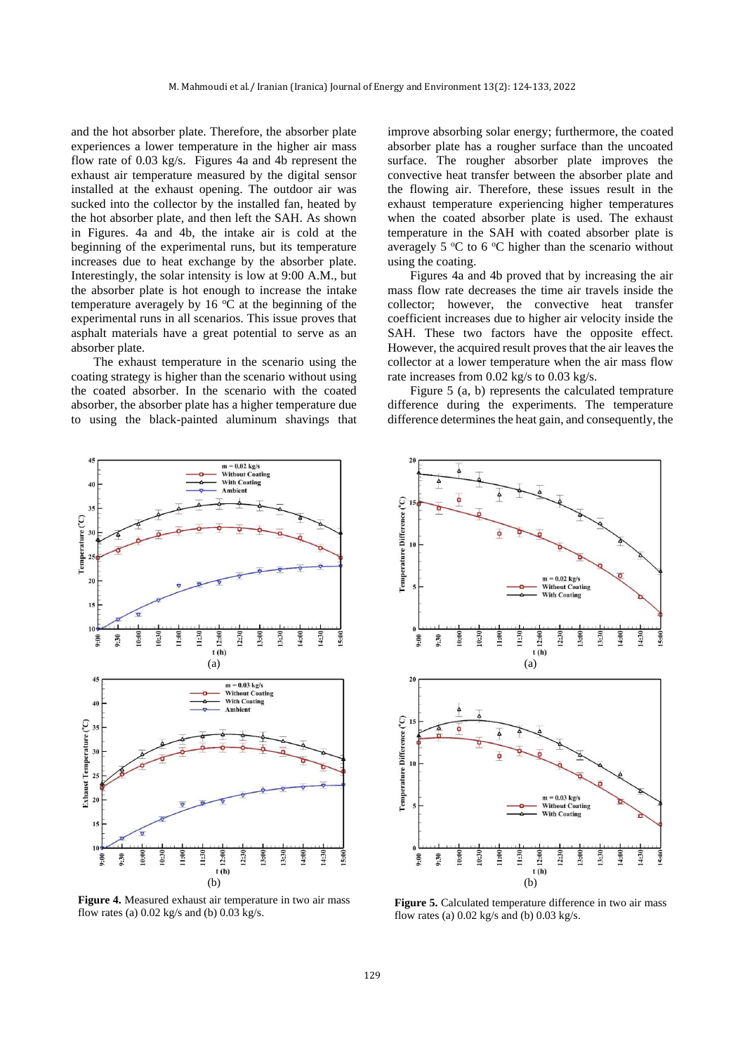and the hot absorber plate. Therefore, the absorber plate experiences a lower temperature in the higher air mass flow rate of 0.03 kg/s. Figures 4a and 4b represent the exhaust air temperature measured by the digital sensor installed at the exhaust opening. The outdoor air was sucked into the collector by the installed fan, heated by the hot absorber plate, and then left the SAH. As shown in Figures. 4a and 4b, the intake air is cold at the beginning of the experimental runs, but its temperature increases due to heat exchange by the absorber plate. Interestingly, the solar intensity is low at 9:00 A.M., but the absorber plate is hot enough to increase the intake temperature averagely by 16 $^oC$ at the beginning of the experimental runs in all scenarios. This issue proves that asphalt materials have a great potential to serve as an absorber plate.

The exhaust temperature in the scenario using the coating strategy is higher than the scenario without using the coated absorber. In the scenario with the coated absorber, the absorber plate has a higher temperature due to using the black-painted aluminum shavings that improve absorbing solar energy; furthermore, the coated absorber plate has a rougher surface than the uncoated surface. The rougher absorber plate improves the convective heat transfer between the absorber plate and the flowing air. Therefore, these issues result in the exhaust temperature experiencing higher temperatures when the coated absorber plate is used. The exhaust temperature in the SAH with coated absorber plate is averagely 5 $^oC$ to 6 $^oC$ higher than the scenario without using the coating.

Figures 4a and 4b proved that by increasing the air mass flow rate decreases the time air travels inside the collector; however, the convective heat transfer coefficient increases due to higher air velocity inside the SAH. These two factors have the opposite effect. However, the acquired result proves that the air leaves the collector at a lower temperature when the air mass flow rate increases from 0.02 kg/s to 0.03 kg/s.

Figure 5 (a, b) represents the calculated temprature difference during the experiments. The temperature difference determines the heat gain, and consequently, the

**Figure 4.** Measured exhaust air temperature in two air mass flow rates (a) 0.02 kg/s and (b) 0.03 kg/s.

**Figure 5.** Calculated temperature difference in two air mass flow rates (a) 0.02 kg/s and (b) 0.03 kg/s.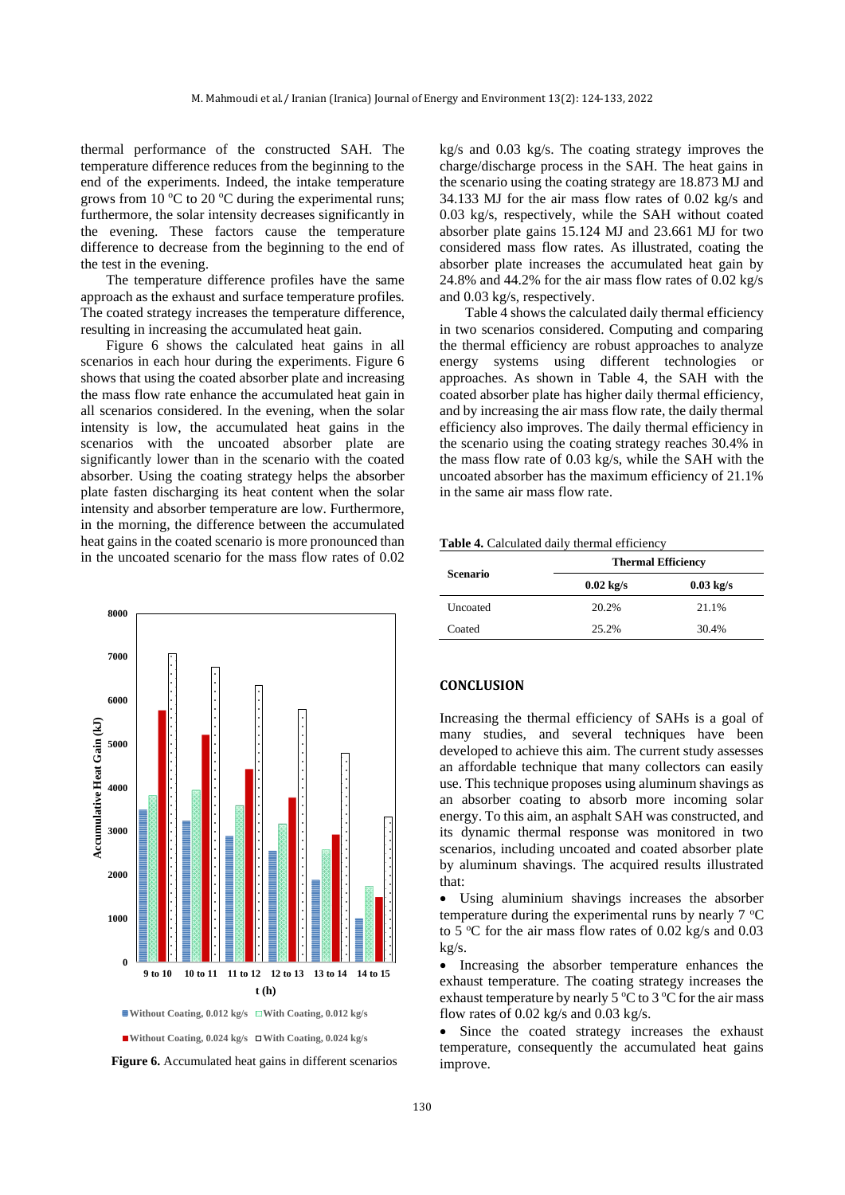thermal performance of the constructed SAH. The temperature difference reduces from the beginning to the end of the experiments. Indeed, the intake temperature grows from 10 $^{o}$C to 20 $^{o}$C during the experimental runs; furthermore, the solar intensity decreases significantly in the evening. These factors cause the temperature difference to decrease from the beginning to the end of the test in the evening.

The temperature difference profiles have the same approach as the exhaust and surface temperature profiles. The coated strategy increases the temperature difference, resulting in increasing the accumulated heat gain.

Figure 6 shows the calculated heat gains in all scenarios in each hour during the experiments. Figure 6 shows that using the coated absorber plate and increasing the mass flow rate enhance the accumulated heat gain in all scenarios considered. In the evening, when the solar intensity is low, the accumulated heat gains in the scenarios with the uncoated absorber plate are significantly lower than in the scenario with the coated absorber. Using the coating strategy helps the absorber plate fasten discharging its heat content when the solar intensity and absorber temperature are low. Furthermore, in the morning, the difference between the accumulated heat gains in the coated scenario is more pronounced than in the uncoated scenario for the mass flow rates of 0.02 kg/s and 0.03 kg/s. The coating strategy improves the charge/discharge process in the SAH. The heat gains in the scenario using the coating strategy are 18.873 MJ and 34.133 MJ for the air mass flow rates of 0.02 kg/s and 0.03 kg/s, respectively, while the SAH without coated absorber plate gains 15.124 MJ and 23.661 MJ for two considered mass flow rates. As illustrated, coating the absorber plate increases the accumulated heat gain by 24.8% and 44.2% for the air mass flow rates of 0.02 kg/s and 0.03 kg/s, respectively.

**Figure 6.** Accumulated heat gains in different scenarios

Table 4 shows the calculated daily thermal efficiency in two scenarios considered. Computing and comparing the thermal efficiency are robust approaches to analyze energy systems using different technologies or approaches. As shown in Table 4, the SAH with the coated absorber plate has higher daily thermal efficiency, and by increasing the air mass flow rate, the daily thermal efficiency also improves. The daily thermal efficiency in the scenario using the coating strategy reaches 30.4% in the mass flow rate of 0.03 kg/s, while the SAH with the uncoated absorber has the maximum efficiency of 21.1% in the same air mass flow rate.

**Table 4.** Calculated daily thermal efficiency

| Scenario | Thermal Efficiency | |
|---|---|---|
| | **0.02 kg/s** | **0.03 kg/s** |
| Uncoated | 20.2% | 21.1% |
| Coated | 25.2% | 30.4% |

## CONCLUSION

Increasing the thermal efficiency of SAHs is a goal of many studies, and several techniques have been developed to achieve this aim. The current study assesses an affordable technique that many collectors can easily use. This technique proposes using aluminum shavings as an absorber coating to absorb more incoming solar energy. To this aim, an asphalt SAH was constructed, and its dynamic thermal response was monitored in two scenarios, including uncoated and coated absorber plate by aluminum shavings. The acquired results illustrated that:

- Using aluminium shavings increases the absorber temperature during the experimental runs by nearly 7 $^{o}$C to 5 $^{o}$C for the air mass flow rates of 0.02 kg/s and 0.03 kg/s.
- Increasing the absorber temperature enhances the exhaust temperature. The coating strategy increases the exhaust temperature by nearly 5 $^{o}$C to 3 $^{o}$C for the air mass flow rates of 0.02 kg/s and 0.03 kg/s.
- Since the coated strategy increases the exhaust temperature, consequently the accumulated heat gains improve.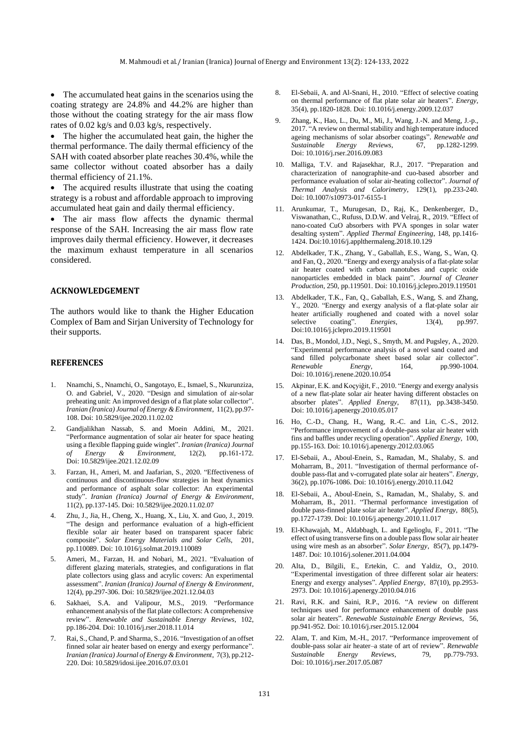- The accumulated heat gains in the scenarios using the coating strategy are 24.8% and 44.2% are higher than those without the coating strategy for the air mass flow rates of 0.02 kg/s and 0.03 kg/s, respectively.
- The higher the accumulated heat gain, the higher the thermal performance. The daily thermal efficiency of the SAH with coated absorber plate reaches 30.4%, while the same collector without coated absorber has a daily thermal efficiency of 21.1%.
- The acquired results illustrate that using the coating strategy is a robust and affordable approach to improving accumulated heat gain and daily thermal efficiency.
- The air mass flow affects the dynamic thermal response of the SAH. Increasing the air mass flow rate improves daily thermal efficiency. However, it decreases the maximum exhaust temperature in all scenarios considered.

## ACKNOWLEDGEMENT

The authors would like to thank the Higher Education Complex of Bam and Sirjan University of Technology for their supports.

## REFERENCES

1. Nnamchi, S., Nnamchi, O., Sangotayo, E., Ismael, S., Nkurunziza, O. and Gabriel, V., 2020. "Design and simulation of air-solar preheating unit: An improved design of a flat plate solar collector". *Iranian (Iranica) Journal of Energy & Environment*, 11(2), pp.97-108. Doi: 10.5829/ijee.2020.11.02.02
2. Gandjalikhan Nassab, S. and Moein Addini, M., 2021. "Performance augmentation of solar air heater for space heating using a flexible flapping guide winglet". *Iranian (Iranica) Journal of Energy & Environment*, 12(2), pp.161-172. Doi: 10.5829/ijee.2021.12.02.09
3. Farzan, H., Ameri, M. and Jaafarian, S., 2020. "Effectiveness of continuous and discontinuous-flow strategies in heat dynamics and performance of asphalt solar collector: An experimental study". *Iranian (Iranica) Journal of Energy & Environment*, 11(2), pp.137-145. Doi: 10.5829/ijee.2020.11.02.07
4. Zhu, J., Jia, H., Cheng, X., Huang, X., Liu, X. and Guo, J., 2019. "The design and performance evaluation of a high-efficient flexible solar air heater based on transparent spacer fabric composite". *Solar Energy Materials and Solar Cells*, 201, pp.110089. Doi: 10.1016/j.solmat.2019.110089
5. Ameri, M., Farzan, H. and Nobari, M., 2021. "Evaluation of different glazing materials, strategies, and configurations in flat plate collectors using glass and acrylic covers: An experimental assessment". *Iranian (Iranica) Journal of Energy & Environment*, 12(4), pp.297-306. Doi: 10.5829/ijee.2021.12.04.03
6. Sakhaei, S.A. and Valipour, M.S., 2019. "Performance enhancement analysis of the flat plate collectors: A comprehensive review". *Renewable and Sustainable Energy Reviews*, 102, pp.186-204. Doi: 10.1016/j.rser.2018.11.014
7. Rai, S., Chand, P. and Sharma, S., 2016. "Investigation of an offset finned solar air heater based on energy and exergy performance". *Iranian (Iranica) Journal of Energy & Environment*, 7(3), pp.212-220. Doi: 10.5829/idosi.ijee.2016.07.03.01
8. El-Sebaii, A. and Al-Snani, H., 2010. "Effect of selective coating on thermal performance of flat plate solar air heaters". *Energy*, 35(4), pp.1820-1828. Doi: 10.1016/j.energy.2009.12.037
9. Zhang, K., Hao, L., Du, M., Mi, J., Wang, J.-N. and Meng, J.-p., 2017. "A review on thermal stability and high temperature induced ageing mechanisms of solar absorber coatings". *Renewable and Sustainable Energy Reviews*, 67, pp.1282-1299. Doi: 10.1016/j.rser.2016.09.083
10. Malliga, T.V. and Rajasekhar, R.J., 2017. "Preparation and characterization of nanographite-and cuo-based absorber and performance evaluation of solar air-heating collector". *Journal of Thermal Analysis and Calorimetry*, 129(1), pp.233-240. Doi: 10.1007/s10973-017-6155-1
11. Arunkumar, T., Murugesan, D., Raj, K., Denkenberger, D., Viswanathan, C., Rufuss, D.D.W. and Velraj, R., 2019. "Effect of nano-coated CuO absorbers with PVA sponges in solar water desalting system". *Applied Thermal Engineering*, 148, pp.1416-1424. Doi:10.1016/j.applthermaleng.2018.10.129
12. Abdelkader, T.K., Zhang, Y., Gaballah, E.S., Wang, S., Wan, Q. and Fan, Q., 2020. "Energy and exergy analysis of a flat-plate solar air heater coated with carbon nanotubes and cupric oxide nanoparticles embedded in black paint". *Journal of Cleaner Production*, 250, pp.119501. Doi: 10.1016/j.jclepro.2019.119501
13. Abdelkader, T.K., Fan, Q., Gaballah, E.S., Wang, S. and Zhang, Y., 2020. "Energy and exergy analysis of a flat-plate solar air heater artificially roughened and coated with a novel solar selective coating". *Energies*, 13(4), pp.997. Doi:10.1016/j.jclepro.2019.119501
14. Das, B., Mondol, J.D., Negi, S., Smyth, M. and Pugsley, A., 2020. "Experimental performance analysis of a novel sand coated and sand filled polycarbonate sheet based solar air collector". *Renewable Energy*, 164, pp.990-1004. Doi: 10.1016/j.renene.2020.10.054
15. Akpinar, E.K. and Koçyiğit, F., 2010. "Energy and exergy analysis of a new flat-plate solar air heater having different obstacles on absorber plates". *Applied Energy*, 87(11), pp.3438-3450. Doi: 10.1016/j.apenergy.2010.05.017
16. Ho, C.-D., Chang, H., Wang, R.-C. and Lin, C.-S., 2012. "Performance improvement of a double-pass solar air heater with fins and baffles under recycling operation". *Applied Energy*, 100, pp.155-163. Doi: 10.1016/j.apenergy.2012.03.065
17. El-Sebaii, A., Aboul-Enein, S., Ramadan, M., Shalaby, S. and Moharram, B., 2011. "Investigation of thermal performance of-double pass-flat and v-corrugated plate solar air heaters". *Energy*, 36(2), pp.1076-1086. Doi: 10.1016/j.energy.2010.11.042
18. El-Sebaii, A., Aboul-Enein, S., Ramadan, M., Shalaby, S. and Moharram, B., 2011. "Thermal performance investigation of double pass-finned plate solar air heater". *Applied Energy*, 88(5), pp.1727-1739. Doi: 10.1016/j.apenergy.2010.11.017
19. El-Khawajah, M., Aldabbagh, L. and Egelioglu, F., 2011. "The effect of using transverse fins on a double pass flow solar air heater using wire mesh as an absorber". *Solar Energy*, 85(7), pp.1479-1487. Doi: 10.1016/j.solener.2011.04.004
20. Alta, D., Bilgili, E., Ertekin, C. and Yaldiz, O., 2010. "Experimental investigation of three different solar air heaters: Energy and exergy analyses". *Applied Energy*, 87(10), pp.2953-2973. Doi: 10.1016/j.apenergy.2010.04.016
21. Ravi, R.K. and Saini, R.P., 2016. "A review on different techniques used for performance enhancement of double pass solar air heaters". *Renewable Sustainable Energy Reviews*, 56, pp.941-952. Doi: 10.1016/j.rser.2015.12.004
22. Alam, T. and Kim, M.-H., 2017. "Performance improvement of double-pass solar air heater–a state of art of review". *Renewable Sustainable Energy Reviews*, 79, pp.779-793. Doi: 10.1016/j.rser.2017.05.087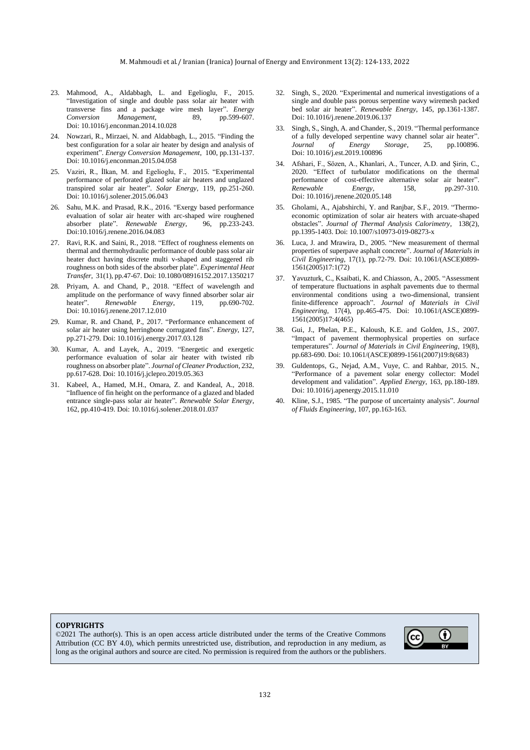23. Mahmood, A., Aldabbagh, L. and Egelioglu, F., 2015. "Investigation of single and double pass solar air heater with transverse fins and a package wire mesh layer". *Energy Conversion Management*, 89, pp.599-607. Doi: 10.1016/j.enconman.2014.10.028

24. Nowzari, R., Mirzaei, N. and Aldabbagh, L., 2015. "Finding the best configuration for a solar air heater by design and analysis of experiment". *Energy Conversion Management*, 100, pp.131-137. Doi: 10.1016/j.enconman.2015.04.058

25. Vaziri, R., İlkan, M. and Egelioglu, F., 2015. "Experimental performance of perforated glazed solar air heaters and unglazed transpired solar air heater". *Solar Energy*, 119, pp.251-260. Doi: 10.1016/j.solener.2015.06.043

26. Sahu, M.K. and Prasad, R.K., 2016. "Exergy based performance evaluation of solar air heater with arc-shaped wire roughened absorber plate". *Renewable Energy*, 96, pp.233-243. Doi:10.1016/j.renene.2016.04.083

27. Ravi, R.K. and Saini, R., 2018. "Effect of roughness elements on thermal and thermohydraulic performance of double pass solar air heater duct having discrete multi v-shaped and staggered rib roughness on both sides of the absorber plate". *Experimental Heat Transfer*, 31(1), pp.47-67. Doi: 10.1080/08916152.2017.1350217

28. Priyam, A. and Chand, P., 2018. "Effect of wavelength and amplitude on the performance of wavy finned absorber solar air heater". *Renewable Energy*, 119, pp.690-702. Doi: 10.1016/j.renene.2017.12.010

29. Kumar, R. and Chand, P., 2017. "Performance enhancement of solar air heater using herringbone corrugated fins". *Energy*, 127, pp.271-279. Doi: 10.1016/j.energy.2017.03.128

30. Kumar, A. and Layek, A., 2019. "Energetic and exergetic performance evaluation of solar air heater with twisted rib roughness on absorber plate". *Journal of Cleaner Production*, 232, pp.617-628. Doi: 10.1016/j.jclepro.2019.05.363

31. Kabeel, A., Hamed, M.H., Omara, Z. and Kandeal, A., 2018. "Influence of fin height on the performance of a glazed and bladed entrance single-pass solar air heater". *Renewable Solar Energy*, 162, pp.410-419. Doi: 10.1016/j.solener.2018.01.037

32. Singh, S., 2020. "Experimental and numerical investigations of a single and double pass porous serpentine wavy wiremesh packed bed solar air heater". *Renewable Energy*, 145, pp.1361-1387. Doi: 10.1016/j.renene.2019.06.137

33. Singh, S., Singh, A. and Chander, S., 2019. "Thermal performance of a fully developed serpentine wavy channel solar air heater". *Journal of Energy Storage*, 25, pp.100896. Doi: 10.1016/j.est.2019.100896

34. Afshari, F., Sözen, A., Khanlari, A., Tuncer, A.D. and Şirin, C., 2020. "Effect of turbulator modifications on the thermal performance of cost-effective alternative solar air heater". *Renewable Energy*, 158, pp.297-310. Doi: 10.1016/j.renene.2020.05.148

35. Gholami, A., Ajabshirchi, Y. and Ranjbar, S.F., 2019. "Thermo-economic optimization of solar air heaters with arcuate-shaped obstacles". *Journal of Thermal Analysis Calorimetry*, 138(2), pp.1395-1403. Doi: 10.1007/s10973-019-08273-x

36. Luca, J. and Mrawira, D., 2005. "New measurement of thermal properties of superpave asphalt concrete". *Journal of Materials in Civil Engineering*, 17(1), pp.72-79. Doi: 10.1061/(ASCE)0899-1561(2005)17:1(72)

37. Yavuzturk, C., Ksaibati, K. and Chiasson, A., 2005. "Assessment of temperature fluctuations in asphalt pavements due to thermal environmental conditions using a two-dimensional, transient finite-difference approach". *Journal of Materials in Civil Engineering*, 17(4), pp.465-475. Doi: 10.1061/(ASCE)0899-1561(2005)17:4(465)

38. Gui, J., Phelan, P.E., Kaloush, K.E. and Golden, J.S., 2007. "Impact of pavement thermophysical properties on surface temperatures". *Journal of Materials in Civil Engineering*, 19(8), pp.683-690. Doi: 10.1061/(ASCE)0899-1561(2007)19:8(683)

39. Guldentops, G., Nejad, A.M., Vuye, C. and Rahbar, 2015. N., "Performance of a pavement solar energy collector: Model development and validation". *Applied Energy*, 163, pp.180-189. Doi: 10.1016/j.apenergy.2015.11.010

40. Kline, S.J., 1985. "The purpose of uncertainty analysis". *Journal of Fluids Engineering*, 107, pp.163-163.

**COPYRIGHTS**

©2021 The author(s). This is an open access article distributed under the terms of the Creative Commons Attribution (CC BY 4.0), which permits unrestricted use, distribution, and reproduction in any medium, as long as the original authors and source are cited. No permission is required from the authors or the publishers.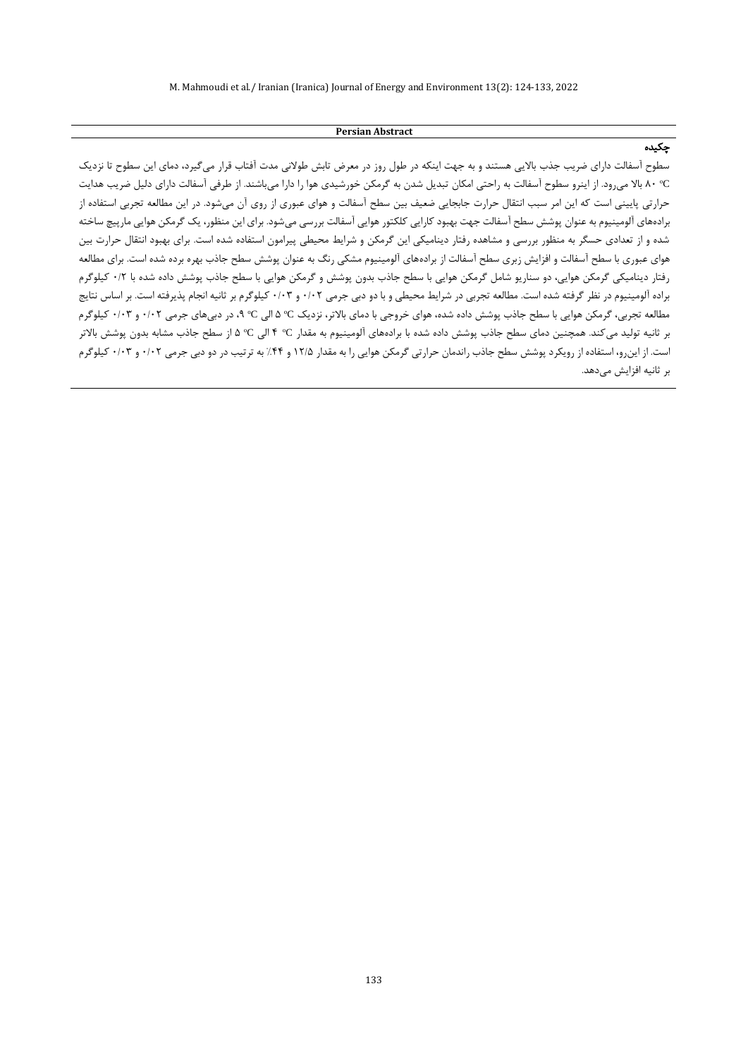## Persian Abstract

**چکیده**

سطوح آسفالت دارای ضریب جذب بالایی هستند و به جهت اینکه در طول روز در معرض تابش طولانی مدت آفتاب قرار می‌گیرد، دمای این سطوح تا نزدیک ۸۰ ºC بالا می‌رود. از اینرو سطوح آسفالت به راحتی امکان تبدیل شدن به گرمکن خورشیدی هوا را دارا می‌باشند. از طرفی آسفالت دارای دلیل ضریب هدایت حرارتی پایینی است که این امر سبب انتقال حرارت جابجایی ضعیف بین سطح آسفالت و هوای عبوری از روی آن می‌شود. در این مطالعه تجربی استفاده از براده‌های آلومینیوم به عنوان پوشش سطح آسفالت جهت بهبود کارایی کلکتور هوایی آسفالت بررسی می‌شود. برای این منظور، یک گرمکن هوایی مارپیچ ساخته شده و از تعدادی حسگر به منظور بررسی و مشاهده رفتار دینامیکی این گرمکن و شرایط محیطی پیرامون استفاده شده است. برای بهبود انتقال حرارت بین هوای عبوری با سطح آسفالت و افزایش زبری سطح آسفالت از براده‌های آلومینیوم مشکی رنگ به عنوان پوشش سطح جاذب بهره برده شده است. برای مطالعه رفتار دینامیکی گرمکن هوایی، دو سناریو شامل گرمکن هوایی با سطح جاذب بدون پوشش و گرمکن هوایی با سطح جاذب پوشش داده شده با ۰/۲ کیلوگرم براده آلومینیوم در نظر گرفته شده است. مطالعه تجربی در شرایط محیطی و با دو دبی جرمی ۰/۰۲ و ۰/۰۳ کیلوگرم بر ثانیه انجام پذیرفته است. بر اساس نتایج مطالعه تجربی، گرمکن هوایی با سطح جاذب پوشش داده شده، هوای خروجی با دمای بالاتر، نزدیک ºC ۵ الی ºC ۹، در دبی‌های جرمی ۰/۰۲ و ۰/۰۳ کیلوگرم بر ثانیه تولید می‌کند. همچنین دمای سطح جاذب پوشش داده شده با براده‌های آلومینیوم به مقدار ºC ۴ الی ºC ۵ از سطح جاذب مشابه بدون پوشش بالاتر است. از این‌رو، استفاده از رویکرد پوشش سطح جاذب راندمان حرارتی گرمکن هوایی را به مقدار ۱۲/۵ و ۴۴٪ به ترتیب در دو دبی جرمی ۰/۰۲ و ۰/۰۳ کیلوگرم بر ثانیه افزایش می‌دهد.